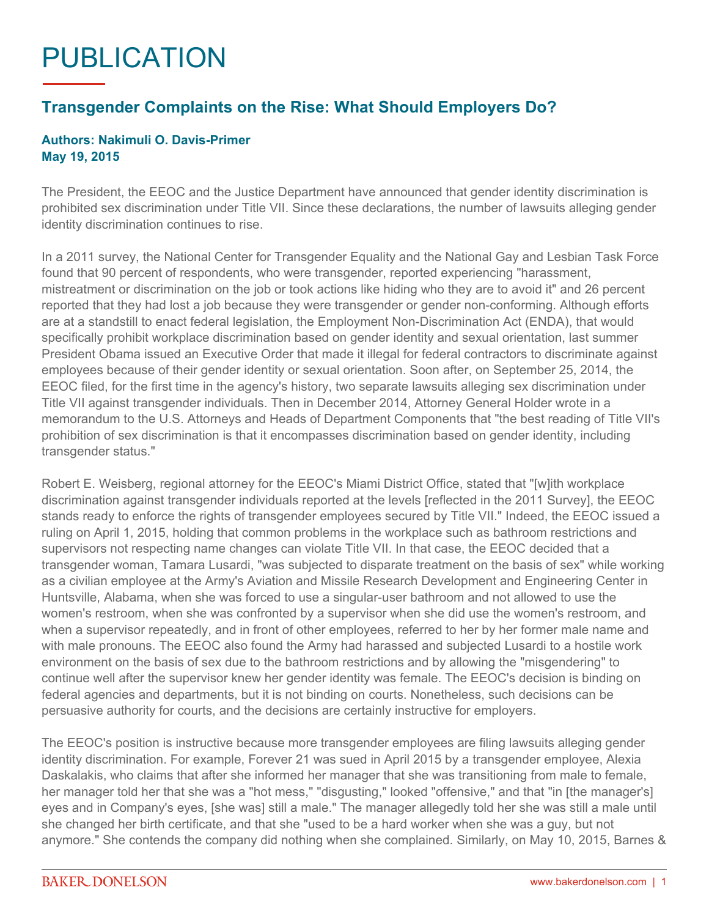# PUBLICATION

## Transgender Complaints on the Rise: What Should Employers Do?

**Authors: Nakimuli O. Davis-Primer**
**May 19, 2015**

The President, the EEOC and the Justice Department have announced that gender identity discrimination is prohibited sex discrimination under Title VII. Since these declarations, the number of lawsuits alleging gender identity discrimination continues to rise.

In a 2011 survey, the National Center for Transgender Equality and the National Gay and Lesbian Task Force found that 90 percent of respondents, who were transgender, reported experiencing "harassment, mistreatment or discrimination on the job or took actions like hiding who they are to avoid it" and 26 percent reported that they had lost a job because they were transgender or gender non-conforming. Although efforts are at a standstill to enact federal legislation, the Employment Non-Discrimination Act (ENDA), that would specifically prohibit workplace discrimination based on gender identity and sexual orientation, last summer President Obama issued an Executive Order that made it illegal for federal contractors to discriminate against employees because of their gender identity or sexual orientation. Soon after, on September 25, 2014, the EEOC filed, for the first time in the agency's history, two separate lawsuits alleging sex discrimination under Title VII against transgender individuals. Then in December 2014, Attorney General Holder wrote in a memorandum to the U.S. Attorneys and Heads of Department Components that "the best reading of Title VII's prohibition of sex discrimination is that it encompasses discrimination based on gender identity, including transgender status."

Robert E. Weisberg, regional attorney for the EEOC's Miami District Office, stated that "[w]ith workplace discrimination against transgender individuals reported at the levels [reflected in the 2011 Survey], the EEOC stands ready to enforce the rights of transgender employees secured by Title VII." Indeed, the EEOC issued a ruling on April 1, 2015, holding that common problems in the workplace such as bathroom restrictions and supervisors not respecting name changes can violate Title VII. In that case, the EEOC decided that a transgender woman, Tamara Lusardi, "was subjected to disparate treatment on the basis of sex" while working as a civilian employee at the Army's Aviation and Missile Research Development and Engineering Center in Huntsville, Alabama, when she was forced to use a singular-user bathroom and not allowed to use the women's restroom, when she was confronted by a supervisor when she did use the women's restroom, and when a supervisor repeatedly, and in front of other employees, referred to her by her former male name and with male pronouns. The EEOC also found the Army had harassed and subjected Lusardi to a hostile work environment on the basis of sex due to the bathroom restrictions and by allowing the "misgendering" to continue well after the supervisor knew her gender identity was female. The EEOC's decision is binding on federal agencies and departments, but it is not binding on courts. Nonetheless, such decisions can be persuasive authority for courts, and the decisions are certainly instructive for employers.

The EEOC's position is instructive because more transgender employees are filing lawsuits alleging gender identity discrimination. For example, Forever 21 was sued in April 2015 by a transgender employee, Alexia Daskalakis, who claims that after she informed her manager that she was transitioning from male to female, her manager told her that she was a "hot mess," "disgusting," looked "offensive," and that "in [the manager's] eyes and in Company's eyes, [she was] still a male." The manager allegedly told her she was still a male until she changed her birth certificate, and that she "used to be a hard worker when she was a guy, but not anymore." She contends the company did nothing when she complained. Similarly, on May 10, 2015, Barnes &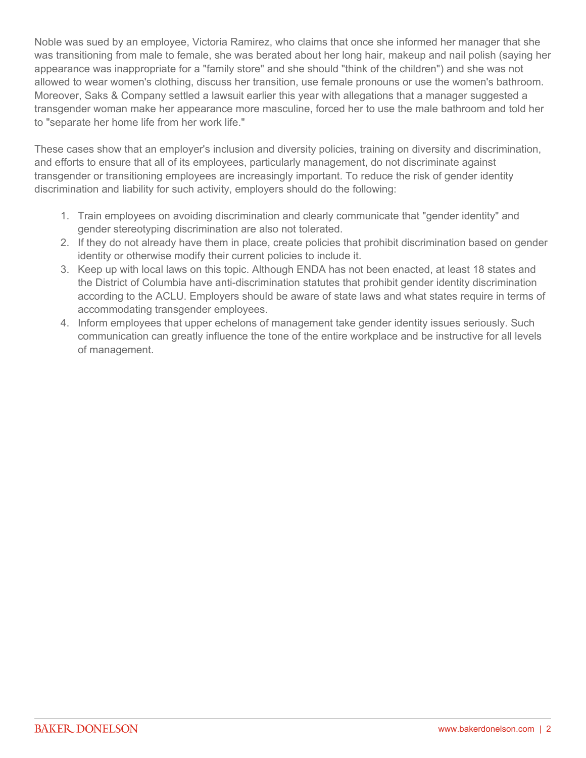Noble was sued by an employee, Victoria Ramirez, who claims that once she informed her manager that she was transitioning from male to female, she was berated about her long hair, makeup and nail polish (saying her appearance was inappropriate for a "family store" and she should "think of the children") and she was not allowed to wear women's clothing, discuss her transition, use female pronouns or use the women's bathroom. Moreover, Saks & Company settled a lawsuit earlier this year with allegations that a manager suggested a transgender woman make her appearance more masculine, forced her to use the male bathroom and told her to "separate her home life from her work life."

These cases show that an employer's inclusion and diversity policies, training on diversity and discrimination, and efforts to ensure that all of its employees, particularly management, do not discriminate against transgender or transitioning employees are increasingly important. To reduce the risk of gender identity discrimination and liability for such activity, employers should do the following:

1. Train employees on avoiding discrimination and clearly communicate that "gender identity" and gender stereotyping discrimination are also not tolerated.
2. If they do not already have them in place, create policies that prohibit discrimination based on gender identity or otherwise modify their current policies to include it.
3. Keep up with local laws on this topic. Although ENDA has not been enacted, at least 18 states and the District of Columbia have anti-discrimination statutes that prohibit gender identity discrimination according to the ACLU. Employers should be aware of state laws and what states require in terms of accommodating transgender employees.
4. Inform employees that upper echelons of management take gender identity issues seriously. Such communication can greatly influence the tone of the entire workplace and be instructive for all levels of management.